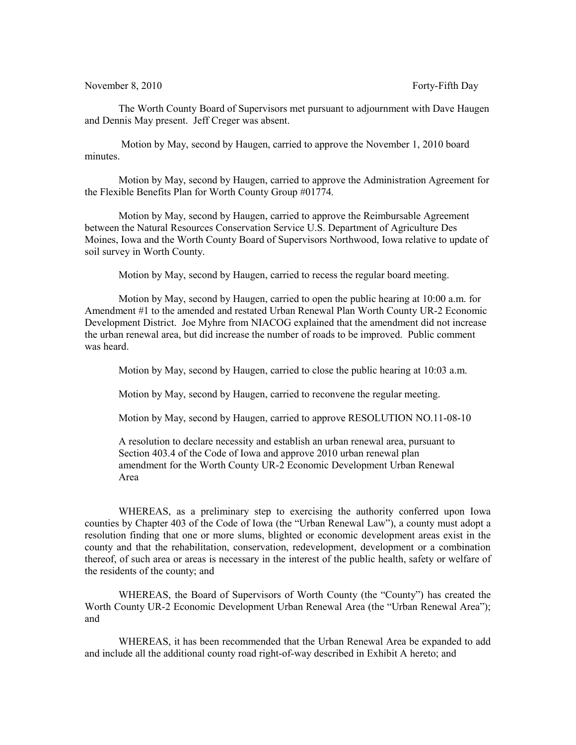November 8, 2010 Forty-Fifth Day

The Worth County Board of Supervisors met pursuant to adjournment with Dave Haugen and Dennis May present. Jeff Creger was absent.

Motion by May, second by Haugen, carried to approve the November 1, 2010 board minutes.

Motion by May, second by Haugen, carried to approve the Administration Agreement for the Flexible Benefits Plan for Worth County Group #01774.

Motion by May, second by Haugen, carried to approve the Reimbursable Agreement between the Natural Resources Conservation Service U.S. Department of Agriculture Des Moines, Iowa and the Worth County Board of Supervisors Northwood, Iowa relative to update of soil survey in Worth County.

Motion by May, second by Haugen, carried to recess the regular board meeting.

Motion by May, second by Haugen, carried to open the public hearing at 10:00 a.m. for Amendment #1 to the amended and restated Urban Renewal Plan Worth County UR-2 Economic Development District. Joe Myhre from NIACOG explained that the amendment did not increase the urban renewal area, but did increase the number of roads to be improved. Public comment was heard.

Motion by May, second by Haugen, carried to close the public hearing at 10:03 a.m.

Motion by May, second by Haugen, carried to reconvene the regular meeting.

Motion by May, second by Haugen, carried to approve RESOLUTION NO.11-08-10

A resolution to declare necessity and establish an urban renewal area, pursuant to Section 403.4 of the Code of Iowa and approve 2010 urban renewal plan amendment for the Worth County UR-2 Economic Development Urban Renewal Area

WHEREAS, as a preliminary step to exercising the authority conferred upon Iowa counties by Chapter 403 of the Code of Iowa (the "Urban Renewal Law"), a county must adopt a resolution finding that one or more slums, blighted or economic development areas exist in the county and that the rehabilitation, conservation, redevelopment, development or a combination thereof, of such area or areas is necessary in the interest of the public health, safety or welfare of the residents of the county; and

WHEREAS, the Board of Supervisors of Worth County (the "County") has created the Worth County UR-2 Economic Development Urban Renewal Area (the "Urban Renewal Area"); and

WHEREAS, it has been recommended that the Urban Renewal Area be expanded to add and include all the additional county road right-of-way described in Exhibit A hereto; and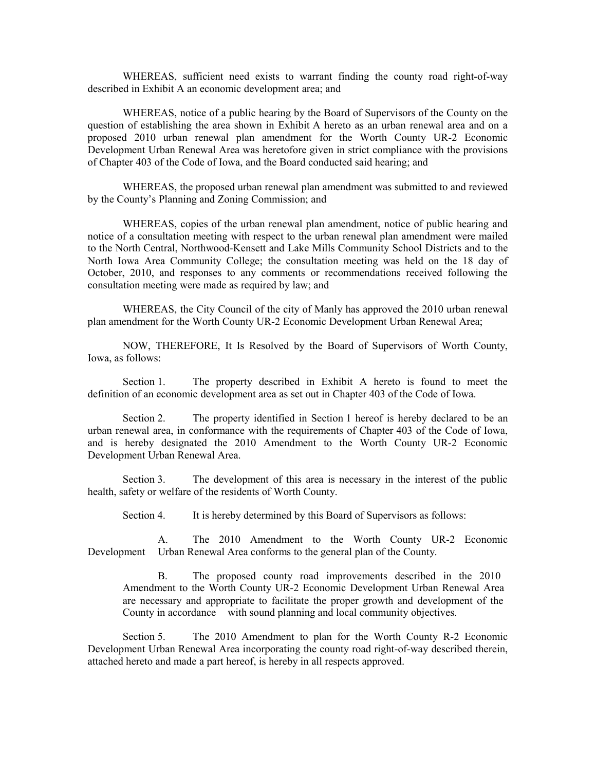WHEREAS, sufficient need exists to warrant finding the county road right-of-way described in Exhibit A an economic development area; and

WHEREAS, notice of a public hearing by the Board of Supervisors of the County on the question of establishing the area shown in Exhibit A hereto as an urban renewal area and on a proposed 2010 urban renewal plan amendment for the Worth County UR-2 Economic Development Urban Renewal Area was heretofore given in strict compliance with the provisions of Chapter 403 of the Code of Iowa, and the Board conducted said hearing; and

WHEREAS, the proposed urban renewal plan amendment was submitted to and reviewed by the County's Planning and Zoning Commission; and

WHEREAS, copies of the urban renewal plan amendment, notice of public hearing and notice of a consultation meeting with respect to the urban renewal plan amendment were mailed to the North Central, Northwood-Kensett and Lake Mills Community School Districts and to the North Iowa Area Community College; the consultation meeting was held on the 18 day of October, 2010, and responses to any comments or recommendations received following the consultation meeting were made as required by law; and

WHEREAS, the City Council of the city of Manly has approved the 2010 urban renewal plan amendment for the Worth County UR-2 Economic Development Urban Renewal Area;

NOW, THEREFORE, It Is Resolved by the Board of Supervisors of Worth County, Iowa, as follows:

Section 1. The property described in Exhibit A hereto is found to meet the definition of an economic development area as set out in Chapter 403 of the Code of Iowa.

Section 2. The property identified in Section 1 hereof is hereby declared to be an urban renewal area, in conformance with the requirements of Chapter 403 of the Code of Iowa, and is hereby designated the 2010 Amendment to the Worth County UR-2 Economic Development Urban Renewal Area.

Section 3. The development of this area is necessary in the interest of the public health, safety or welfare of the residents of Worth County.

Section 4. It is hereby determined by this Board of Supervisors as follows:

A. The 2010 Amendment to the Worth County UR-2 Economic Development Urban Renewal Area conforms to the general plan of the County.

B. The proposed county road improvements described in the 2010 Amendment to the Worth County UR-2 Economic Development Urban Renewal Area are necessary and appropriate to facilitate the proper growth and development of the County in accordance with sound planning and local community objectives.

Section 5. The 2010 Amendment to plan for the Worth County R-2 Economic Development Urban Renewal Area incorporating the county road right-of-way described therein, attached hereto and made a part hereof, is hereby in all respects approved.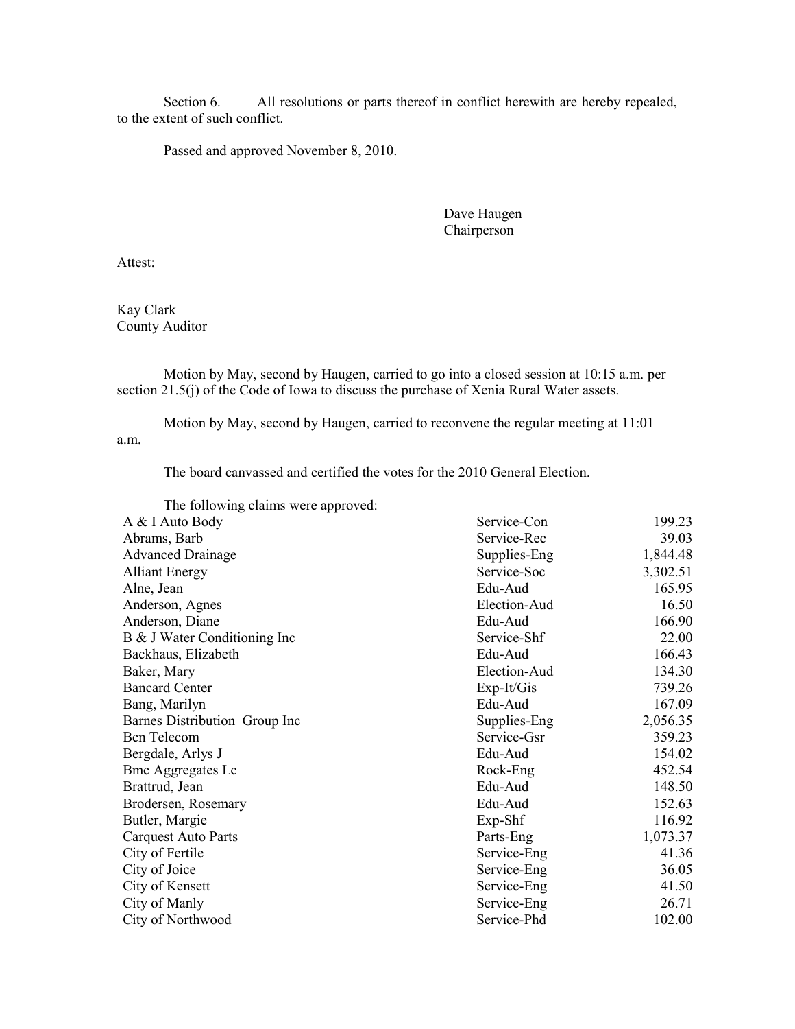Section 6. All resolutions or parts thereof in conflict herewith are hereby repealed, to the extent of such conflict.

Passed and approved November 8, 2010.

Dave Haugen
Chairperson

Attest:

Kay Clark
County Auditor

Motion by May, second by Haugen, carried to go into a closed session at 10:15 a.m. per section 21.5(j) of the Code of Iowa to discuss the purchase of Xenia Rural Water assets.

Motion by May, second by Haugen, carried to reconvene the regular meeting at 11:01 a.m.

The board canvassed and certified the votes for the 2010 General Election.

The following claims were approved:

| | | |
|---|---|---|
| A & I Auto Body | Service-Con | 199.23 |
| Abrams, Barb | Service-Rec | 39.03 |
| Advanced Drainage | Supplies-Eng | 1,844.48 |
| Alliant Energy | Service-Soc | 3,302.51 |
| Alne, Jean | Edu-Aud | 165.95 |
| Anderson, Agnes | Election-Aud | 16.50 |
| Anderson, Diane | Edu-Aud | 166.90 |
| B & J Water Conditioning Inc | Service-Shf | 22.00 |
| Backhaus, Elizabeth | Edu-Aud | 166.43 |
| Baker, Mary | Election-Aud | 134.30 |
| Bancard Center | Exp-It/Gis | 739.26 |
| Bang, Marilyn | Edu-Aud | 167.09 |
| Barnes Distribution Group Inc | Supplies-Eng | 2,056.35 |
| Bcn Telecom | Service-Gsr | 359.23 |
| Bergdale, Arlys J | Edu-Aud | 154.02 |
| Bmc Aggregates Lc | Rock-Eng | 452.54 |
| Brattrud, Jean | Edu-Aud | 148.50 |
| Brodersen, Rosemary | Edu-Aud | 152.63 |
| Butler, Margie | Exp-Shf | 116.92 |
| Carquest Auto Parts | Parts-Eng | 1,073.37 |
| City of Fertile | Service-Eng | 41.36 |
| City of Joice | Service-Eng | 36.05 |
| City of Kensett | Service-Eng | 41.50 |
| City of Manly | Service-Eng | 26.71 |
| City of Northwood | Service-Phd | 102.00 |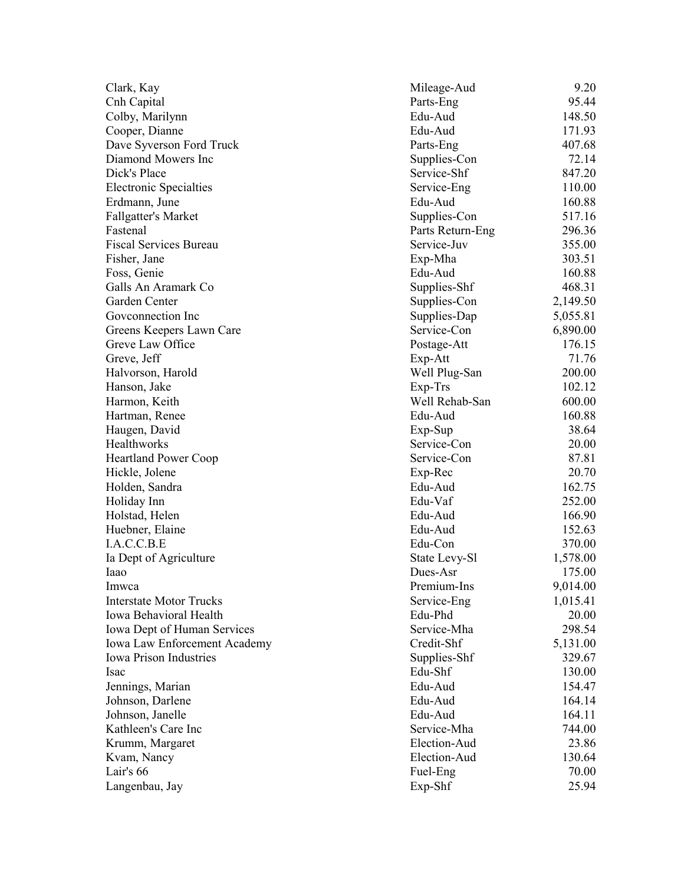| | | |
|---|---|---|
| Clark, Kay | Mileage-Aud | 9.20 |
| Cnh Capital | Parts-Eng | 95.44 |
| Colby, Marilynn | Edu-Aud | 148.50 |
| Cooper, Dianne | Edu-Aud | 171.93 |
| Dave Syverson Ford Truck | Parts-Eng | 407.68 |
| Diamond Mowers Inc | Supplies-Con | 72.14 |
| Dick's Place | Service-Shf | 847.20 |
| Electronic Specialties | Service-Eng | 110.00 |
| Erdmann, June | Edu-Aud | 160.88 |
| Fallgatter's Market | Supplies-Con | 517.16 |
| Fastenal | Parts Return-Eng | 296.36 |
| Fiscal Services Bureau | Service-Juv | 355.00 |
| Fisher, Jane | Exp-Mha | 303.51 |
| Foss, Genie | Edu-Aud | 160.88 |
| Galls An Aramark Co | Supplies-Shf | 468.31 |
| Garden Center | Supplies-Con | 2,149.50 |
| Govconnection Inc | Supplies-Dap | 5,055.81 |
| Greens Keepers Lawn Care | Service-Con | 6,890.00 |
| Greve Law Office | Postage-Att | 176.15 |
| Greve, Jeff | Exp-Att | 71.76 |
| Halvorson, Harold | Well Plug-San | 200.00 |
| Hanson, Jake | Exp-Trs | 102.12 |
| Harmon, Keith | Well Rehab-San | 600.00 |
| Hartman, Renee | Edu-Aud | 160.88 |
| Haugen, David | Exp-Sup | 38.64 |
| Healthworks | Service-Con | 20.00 |
| Heartland Power Coop | Service-Con | 87.81 |
| Hickle, Jolene | Exp-Rec | 20.70 |
| Holden, Sandra | Edu-Aud | 162.75 |
| Holiday Inn | Edu-Vaf | 252.00 |
| Holstad, Helen | Edu-Aud | 166.90 |
| Huebner, Elaine | Edu-Aud | 152.63 |
| I.A.C.C.B.E | Edu-Con | 370.00 |
| Ia Dept of Agriculture | State Levy-Sl | 1,578.00 |
| Iaao | Dues-Asr | 175.00 |
| Imwca | Premium-Ins | 9,014.00 |
| Interstate Motor Trucks | Service-Eng | 1,015.41 |
| Iowa Behavioral Health | Edu-Phd | 20.00 |
| Iowa Dept of Human Services | Service-Mha | 298.54 |
| Iowa Law Enforcement Academy | Credit-Shf | 5,131.00 |
| Iowa Prison Industries | Supplies-Shf | 329.67 |
| Isac | Edu-Shf | 130.00 |
| Jennings, Marian | Edu-Aud | 154.47 |
| Johnson, Darlene | Edu-Aud | 164.14 |
| Johnson, Janelle | Edu-Aud | 164.11 |
| Kathleen's Care Inc | Service-Mha | 744.00 |
| Krumm, Margaret | Election-Aud | 23.86 |
| Kvam, Nancy | Election-Aud | 130.64 |
| Lair's 66 | Fuel-Eng | 70.00 |
| Langenbau, Jay | Exp-Shf | 25.94 |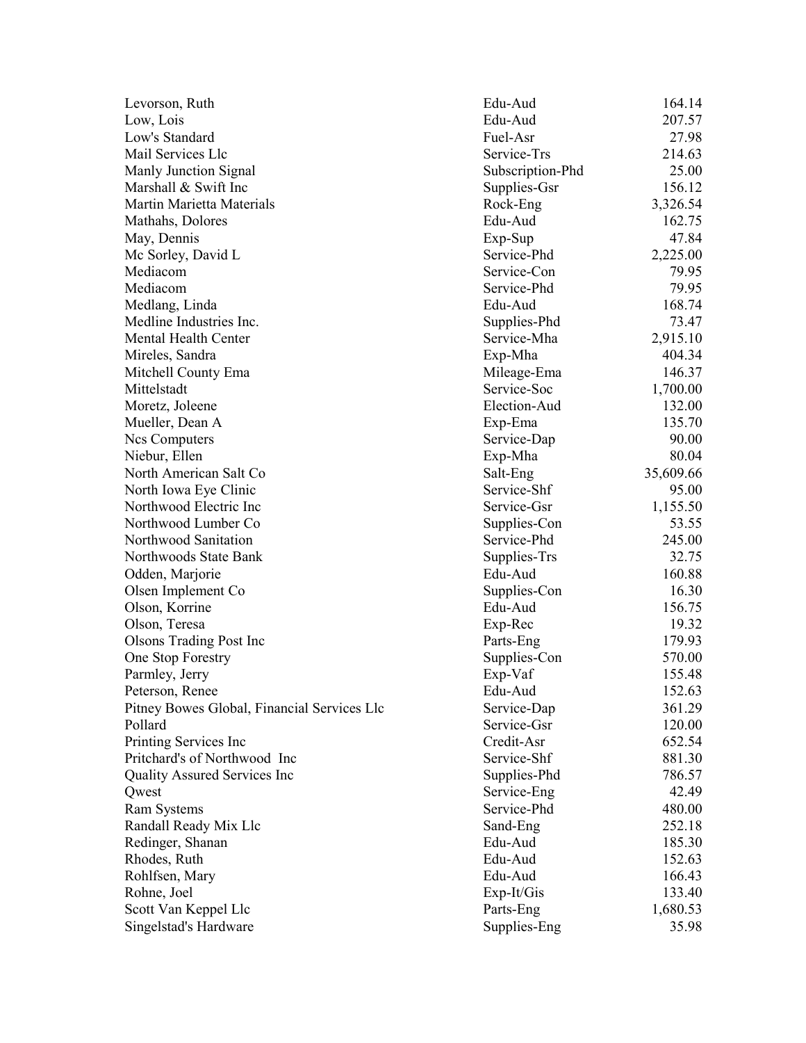| | | |
|---|---|---|
| Levorson, Ruth | Edu-Aud | 164.14 |
| Low, Lois | Edu-Aud | 207.57 |
| Low's Standard | Fuel-Asr | 27.98 |
| Mail Services Llc | Service-Trs | 214.63 |
| Manly Junction Signal | Subscription-Phd | 25.00 |
| Marshall & Swift Inc | Supplies-Gsr | 156.12 |
| Martin Marietta Materials | Rock-Eng | 3,326.54 |
| Mathahs, Dolores | Edu-Aud | 162.75 |
| May, Dennis | Exp-Sup | 47.84 |
| Mc Sorley, David L | Service-Phd | 2,225.00 |
| Mediacom | Service-Con | 79.95 |
| Mediacom | Service-Phd | 79.95 |
| Medlang, Linda | Edu-Aud | 168.74 |
| Medline Industries Inc. | Supplies-Phd | 73.47 |
| Mental Health Center | Service-Mha | 2,915.10 |
| Mireles, Sandra | Exp-Mha | 404.34 |
| Mitchell County Ema | Mileage-Ema | 146.37 |
| Mittelstadt | Service-Soc | 1,700.00 |
| Moretz, Joleene | Election-Aud | 132.00 |
| Mueller, Dean A | Exp-Ema | 135.70 |
| Ncs Computers | Service-Dap | 90.00 |
| Niebur, Ellen | Exp-Mha | 80.04 |
| North American Salt Co | Salt-Eng | 35,609.66 |
| North Iowa Eye Clinic | Service-Shf | 95.00 |
| Northwood Electric Inc | Service-Gsr | 1,155.50 |
| Northwood Lumber Co | Supplies-Con | 53.55 |
| Northwood Sanitation | Service-Phd | 245.00 |
| Northwoods State Bank | Supplies-Trs | 32.75 |
| Odden, Marjorie | Edu-Aud | 160.88 |
| Olsen Implement Co | Supplies-Con | 16.30 |
| Olson, Korrine | Edu-Aud | 156.75 |
| Olson, Teresa | Exp-Rec | 19.32 |
| Olsons Trading Post Inc | Parts-Eng | 179.93 |
| One Stop Forestry | Supplies-Con | 570.00 |
| Parmley, Jerry | Exp-Vaf | 155.48 |
| Peterson, Renee | Edu-Aud | 152.63 |
| Pitney Bowes Global, Financial Services Llc | Service-Dap | 361.29 |
| Pollard | Service-Gsr | 120.00 |
| Printing Services Inc | Credit-Asr | 652.54 |
| Pritchard's of Northwood Inc | Service-Shf | 881.30 |
| Quality Assured Services Inc | Supplies-Phd | 786.57 |
| Qwest | Service-Eng | 42.49 |
| Ram Systems | Service-Phd | 480.00 |
| Randall Ready Mix Llc | Sand-Eng | 252.18 |
| Redinger, Shanan | Edu-Aud | 185.30 |
| Rhodes, Ruth | Edu-Aud | 152.63 |
| Rohlfsen, Mary | Edu-Aud | 166.43 |
| Rohne, Joel | Exp-It/Gis | 133.40 |
| Scott Van Keppel Llc | Parts-Eng | 1,680.53 |
| Singelstad's Hardware | Supplies-Eng | 35.98 |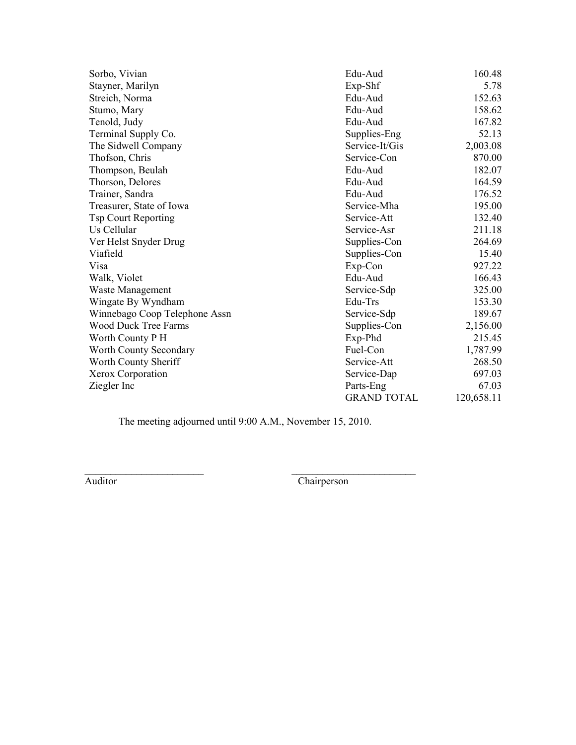| | | |
|---|---|---|
| Sorbo, Vivian | Edu-Aud | 160.48 |
| Stayner, Marilyn | Exp-Shf | 5.78 |
| Streich, Norma | Edu-Aud | 152.63 |
| Stumo, Mary | Edu-Aud | 158.62 |
| Tenold, Judy | Edu-Aud | 167.82 |
| Terminal Supply Co. | Supplies-Eng | 52.13 |
| The Sidwell Company | Service-It/Gis | 2,003.08 |
| Thofson, Chris | Service-Con | 870.00 |
| Thompson, Beulah | Edu-Aud | 182.07 |
| Thorson, Delores | Edu-Aud | 164.59 |
| Trainer, Sandra | Edu-Aud | 176.52 |
| Treasurer, State of Iowa | Service-Mha | 195.00 |
| Tsp Court Reporting | Service-Att | 132.40 |
| Us Cellular | Service-Asr | 211.18 |
| Ver Helst Snyder Drug | Supplies-Con | 264.69 |
| Viafield | Supplies-Con | 15.40 |
| Visa | Exp-Con | 927.22 |
| Walk, Violet | Edu-Aud | 166.43 |
| Waste Management | Service-Sdp | 325.00 |
| Wingate By Wyndham | Edu-Trs | 153.30 |
| Winnebago Coop Telephone Assn | Service-Sdp | 189.67 |
| Wood Duck Tree Farms | Supplies-Con | 2,156.00 |
| Worth County P H | Exp-Phd | 215.45 |
| Worth County Secondary | Fuel-Con | 1,787.99 |
| Worth County Sheriff | Service-Att | 268.50 |
| Xerox Corporation | Service-Dap | 697.03 |
| Ziegler Inc | Parts-Eng | 67.03 |
| | GRAND TOTAL | 120,658.11 |

The meeting adjourned until 9:00 A.M., November 15, 2010.

_______________________ _______________________

Auditor Chairperson